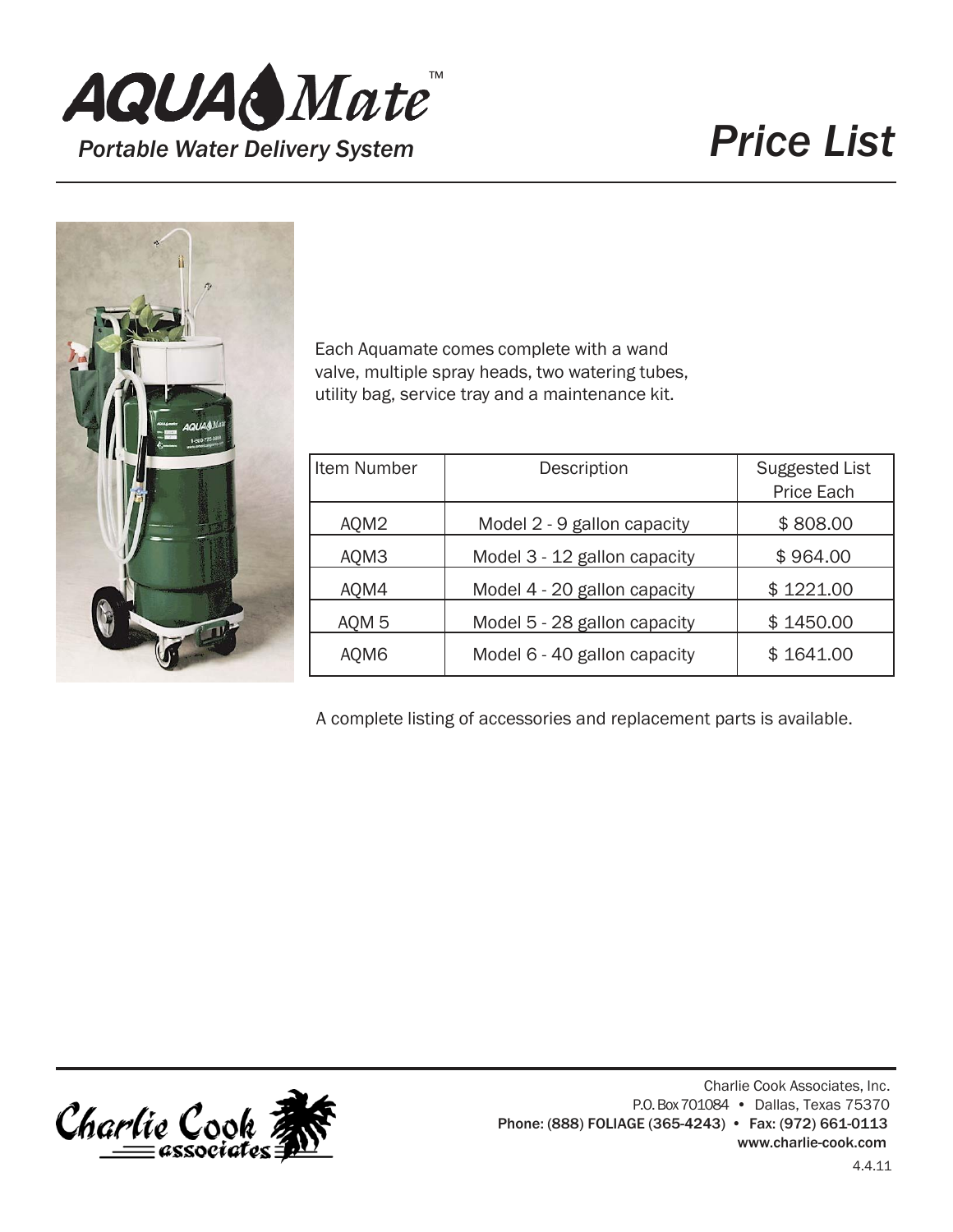# AQUA Mate™

*Portable Water Delivery System*

# *Price List*

Each Aquamate comes complete with a wand valve, multiple spray heads, two watering tubes, utility bag, service tray and a maintenance kit.

| Item Number | Description | Suggested List Price Each |
|---|---|---|
| AQM2 | Model 2 - 9 gallon capacity | $ 808.00 |
| AQM3 | Model 3 - 12 gallon capacity | $ 964.00 |
| AQM4 | Model 4 - 20 gallon capacity | $ 1221.00 |
| AQM 5 | Model 5 - 28 gallon capacity | $ 1450.00 |
| AQM6 | Model 6 - 40 gallon capacity | $ 1641.00 |

A complete listing of accessories and replacement parts is available.

Charlie Cook Associates, Inc.
P.O. Box 701084 • Dallas, Texas 75370
**Phone: (888) FOLIAGE (365-4243) • Fax: (972) 661-0113**
**www.charlie-cook.com**

4.4.11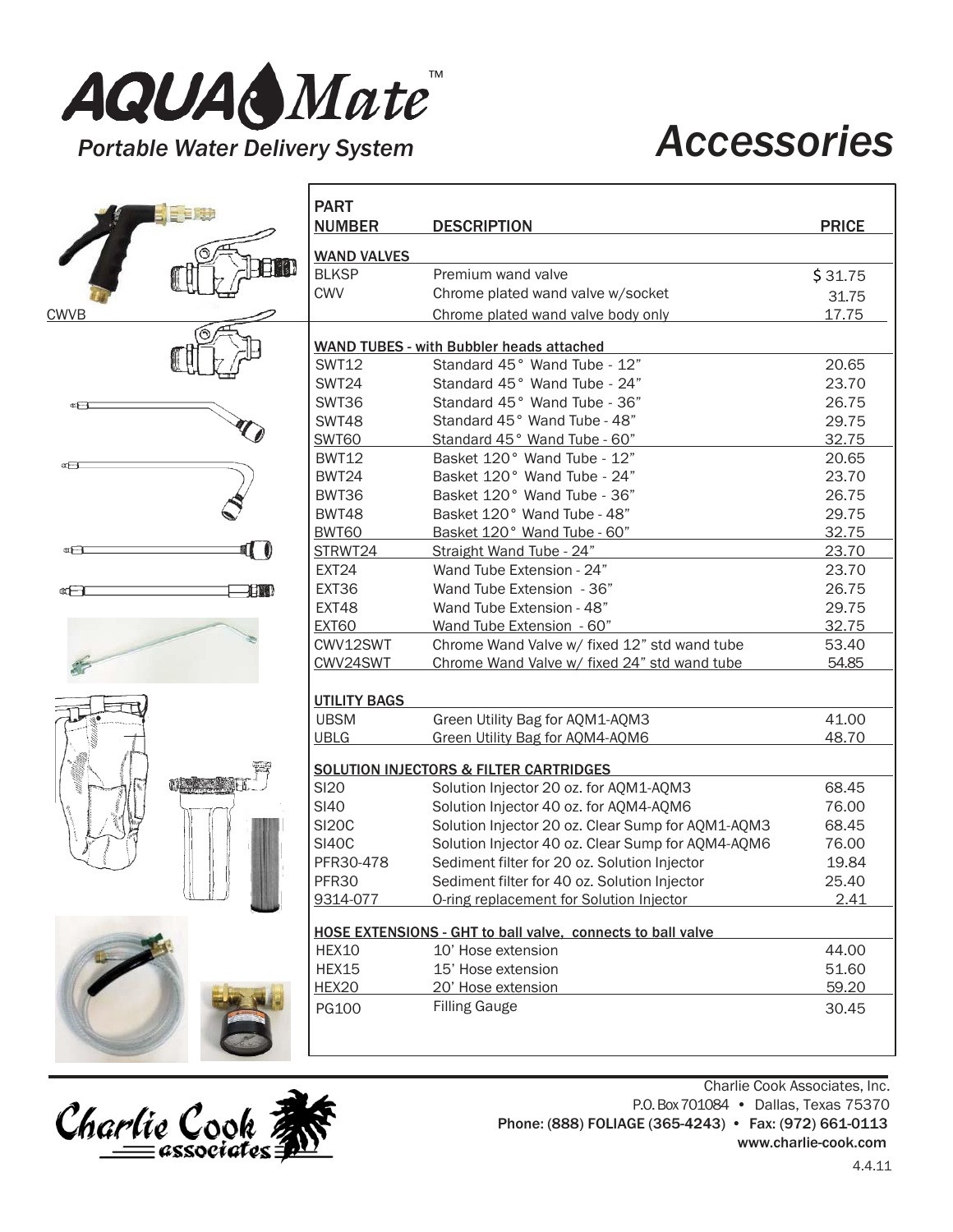# AQUA Mate™

*Portable Water Delivery System*

# *Accessories*

| PART NUMBER | DESCRIPTION | PRICE |
|---|---|---|
| **WAND VALVES** | | |
| BLKSP | Premium wand valve | $ 31.75 |
| CWV | Chrome plated wand valve w/socket | 31.75 |
| CWVB | Chrome plated wand valve body only | 17.75 |
| **WAND TUBES - with Bubbler heads attached** | | |
| SWT12 | Standard 45° Wand Tube - 12" | 20.65 |
| SWT24 | Standard 45° Wand Tube - 24" | 23.70 |
| SWT36 | Standard 45° Wand Tube - 36" | 26.75 |
| SWT48 | Standard 45° Wand Tube - 48" | 29.75 |
| SWT60 | Standard 45° Wand Tube - 60" | 32.75 |
| BWT12 | Basket 120° Wand Tube - 12" | 20.65 |
| BWT24 | Basket 120° Wand Tube - 24" | 23.70 |
| BWT36 | Basket 120° Wand Tube - 36" | 26.75 |
| BWT48 | Basket 120° Wand Tube - 48" | 29.75 |
| BWT60 | Basket 120° Wand Tube - 60" | 32.75 |
| STRWT24 | Straight Wand Tube - 24" | 23.70 |
| EXT24 | Wand Tube Extension - 24" | 23.70 |
| EXT36 | Wand Tube Extension - 36" | 26.75 |
| EXT48 | Wand Tube Extension - 48" | 29.75 |
| EXT60 | Wand Tube Extension - 60" | 32.75 |
| CWV12SWT | Chrome Wand Valve w/ fixed 12" std wand tube | 53.40 |
| CWV24SWT | Chrome Wand Valve w/ fixed 24" std wand tube | 54.85 |
| **UTILITY BAGS** | | |
| UBSM | Green Utility Bag for AQM1-AQM3 | 41.00 |
| UBLG | Green Utility Bag for AQM4-AQM6 | 48.70 |
| **SOLUTION INJECTORS & FILTER CARTRIDGES** | | |
| SI20 | Solution Injector 20 oz. for AQM1-AQM3 | 68.45 |
| SI40 | Solution Injector 40 oz. for AQM4-AQM6 | 76.00 |
| SI20C | Solution Injector 20 oz. Clear Sump for AQM1-AQM3 | 68.45 |
| SI40C | Solution Injector 40 oz. Clear Sump for AQM4-AQM6 | 76.00 |
| PFR30-478 | Sediment filter for 20 oz. Solution Injector | 19.84 |
| PFR30 | Sediment filter for 40 oz. Solution Injector | 25.40 |
| 9314-077 | O-ring replacement for Solution Injector | 2.41 |
| **HOSE EXTENSIONS - GHT to ball valve, connects to ball valve** | | |
| HEX10 | 10' Hose extension | 44.00 |
| HEX15 | 15' Hose extension | 51.60 |
| HEX20 | 20' Hose extension | 59.20 |
| PG100 | Filling Gauge | 30.45 |

Charlie Cook Associates, Inc.
P.O. Box 701084 • Dallas, Texas 75370
Phone: (888) FOLIAGE (365-4243) • Fax: (972) 661-0113
www.charlie-cook.com

4.4.11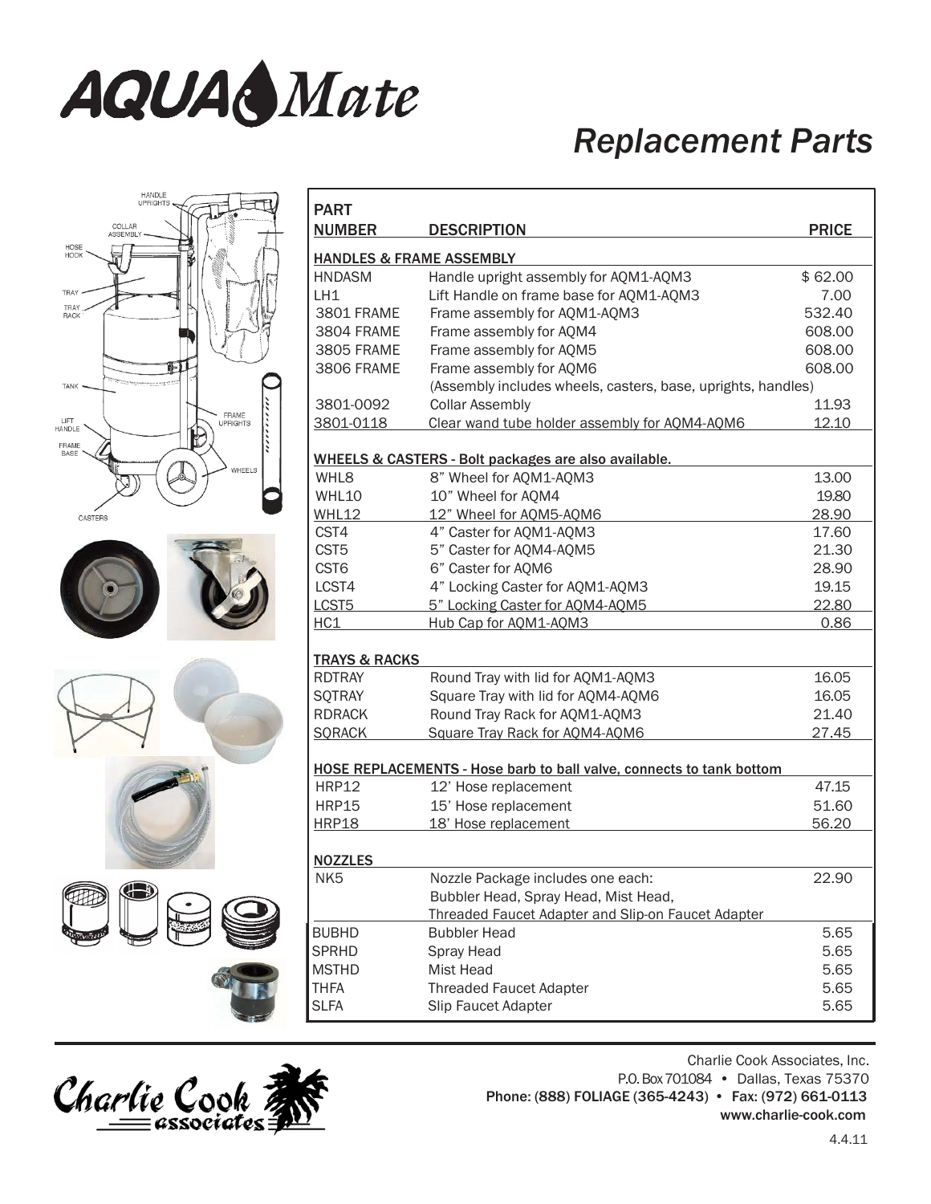# AQUA Mate

## Replacement Parts

| PART NUMBER | DESCRIPTION | PRICE |
|---|---|---|
| **HANDLES & FRAME ASSEMBLY** | | |
| HNDASM | Handle upright assembly for AQM1-AQM3 | $ 62.00 |
| LH1 | Lift Handle on frame base for AQM1-AQM3 | 7.00 |
| 3801 FRAME | Frame assembly for AQM1-AQM3 | 532.40 |
| 3804 FRAME | Frame assembly for AQM4 | 608.00 |
| 3805 FRAME | Frame assembly for AQM5 | 608.00 |
| 3806 FRAME | Frame assembly for AQM6 | 608.00 |
| | (Assembly includes wheels, casters, base, uprights, handles) | |
| 3801-0092 | Collar Assembly | 11.93 |
| 3801-0118 | Clear wand tube holder assembly for AQM4-AQM6 | 12.10 |
| **WHEELS & CASTERS - Bolt packages are also available.** | | |
| WHL8 | 8" Wheel for AQM1-AQM3 | 13.00 |
| WHL10 | 10" Wheel for AQM4 | 19.80 |
| WHL12 | 12" Wheel for AQM5-AQM6 | 28.90 |
| CST4 | 4" Caster for AQM1-AQM3 | 17.60 |
| CST5 | 5" Caster for AQM4-AQM5 | 21.30 |
| CST6 | 6" Caster for AQM6 | 28.90 |
| LCST4 | 4" Locking Caster for AQM1-AQM3 | 19.15 |
| LCST5 | 5" Locking Caster for AQM4-AQM5 | 22.80 |
| HC1 | Hub Cap for AQM1-AQM3 | 0.86 |
| **TRAYS & RACKS** | | |
| RDTRAY | Round Tray with lid for AQM1-AQM3 | 16.05 |
| SQTRAY | Square Tray with lid for AQM4-AQM6 | 16.05 |
| RDRACK | Round Tray Rack for AQM1-AQM3 | 21.40 |
| SQRACK | Square Tray Rack for AQM4-AQM6 | 27.45 |
| **HOSE REPLACEMENTS - Hose barb to ball valve, connects to tank bottom** | | |
| HRP12 | 12' Hose replacement | 47.15 |
| HRP15 | 15' Hose replacement | 51.60 |
| HRP18 | 18' Hose replacement | 56.20 |
| **NOZZLES** | | |
| NK5 | Nozzle Package includes one each: Bubbler Head, Spray Head, Mist Head, Threaded Faucet Adapter and Slip-on Faucet Adapter | 22.90 |
| BUBHD | Bubbler Head | 5.65 |
| SPRHD | Spray Head | 5.65 |
| MSTHD | Mist Head | 5.65 |
| THFA | Threaded Faucet Adapter | 5.65 |
| SLFA | Slip Faucet Adapter | 5.65 |

Charlie Cook Associates, Inc.
P.O. Box 701084 • Dallas, Texas 75370
Phone: (888) FOLIAGE (365-4243) • Fax: (972) 661-0113
www.charlie-cook.com

4.4.11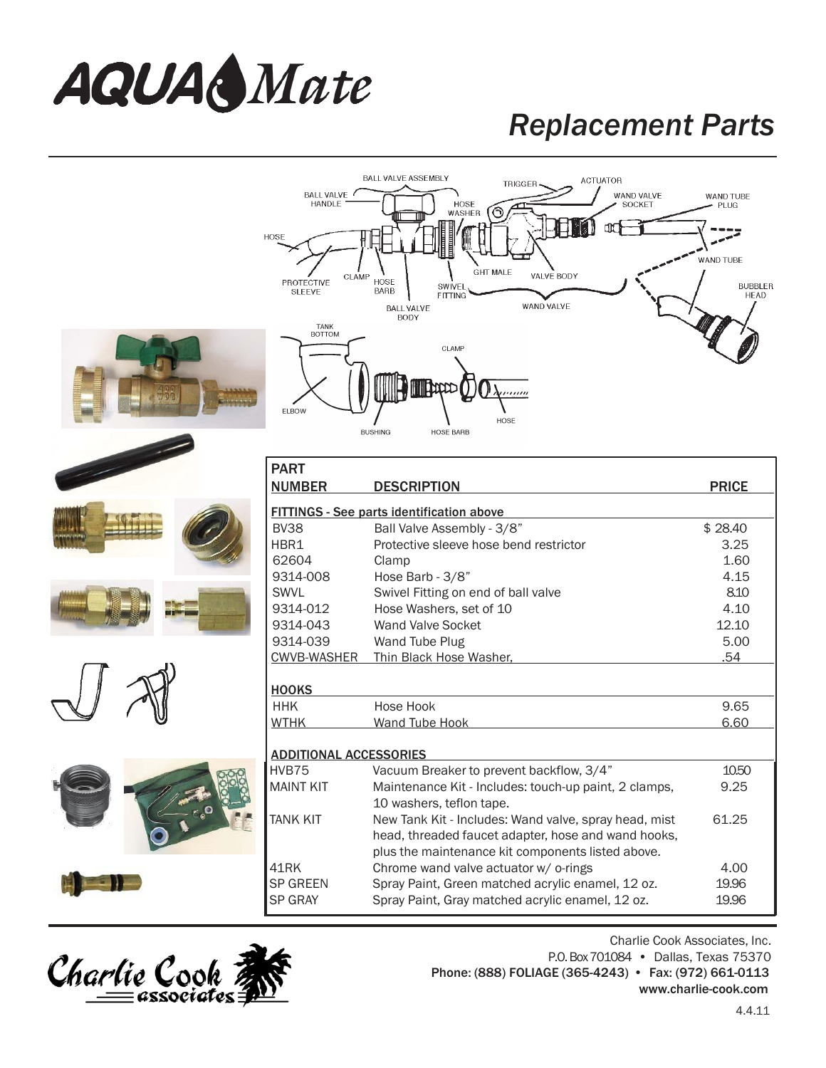# AQUA Mate

## Replacement Parts

BALL VALVE ASSEMBLY
BALL VALVE HANDLE
HOSE
PROTECTIVE SLEEVE
CLAMP
HOSE BARB
HOSE WASHER
BALL VALVE BODY
SWIVEL FITTING
GHT MALE
TRIGGER
ACTUATOR
VALVE BODY
WAND VALVE
WAND VALVE SOCKET
WAND TUBE PLUG
WAND TUBE
BUBBLER HEAD
TANK BOTTOM
ELBOW
BUSHING
HOSE BARB
CLAMP
HOSE

| PART NUMBER | DESCRIPTION | PRICE |
|---|---|---|
| **FITTINGS - See parts identification above** | | |
| BV38 | Ball Valve Assembly - 3/8" | $ 28.40 |
| HBR1 | Protective sleeve hose bend restrictor | 3.25 |
| 62604 | Clamp | 1.60 |
| 9314-008 | Hose Barb - 3/8" | 4.15 |
| SWVL | Swivel Fitting on end of ball valve | 8.10 |
| 9314-012 | Hose Washers, set of 10 | 4.10 |
| 9314-043 | Wand Valve Socket | 12.10 |
| 9314-039 | Wand Tube Plug | 5.00 |
| CWVB-WASHER | Thin Black Hose Washer, | .54 |
| **HOOKS** | | |
| HHK | Hose Hook | 9.65 |
| WTHK | Wand Tube Hook | 6.60 |
| **ADDITIONAL ACCESSORIES** | | |
| HVB75 | Vacuum Breaker to prevent backflow, 3/4" | 10.50 |
| MAINT KIT | Maintenance Kit - Includes: touch-up paint, 2 clamps, 10 washers, teflon tape. | 9.25 |
| TANK KIT | New Tank Kit - Includes: Wand valve, spray head, mist head, threaded faucet adapter, hose and wand hooks, plus the maintenance kit components listed above. | 61.25 |
| 41RK | Chrome wand valve actuator w/ o-rings | 4.00 |
| SP GREEN | Spray Paint, Green matched acrylic enamel, 12 oz. | 19.96 |
| SP GRAY | Spray Paint, Gray matched acrylic enamel, 12 oz. | 19.96 |

Charlie Cook associates

Charlie Cook Associates, Inc.
P.O. Box 701084 • Dallas, Texas 75370
**Phone: (888) FOLIAGE (365-4243) • Fax: (972) 661-0113**
**www.charlie-cook.com**

4.4.11